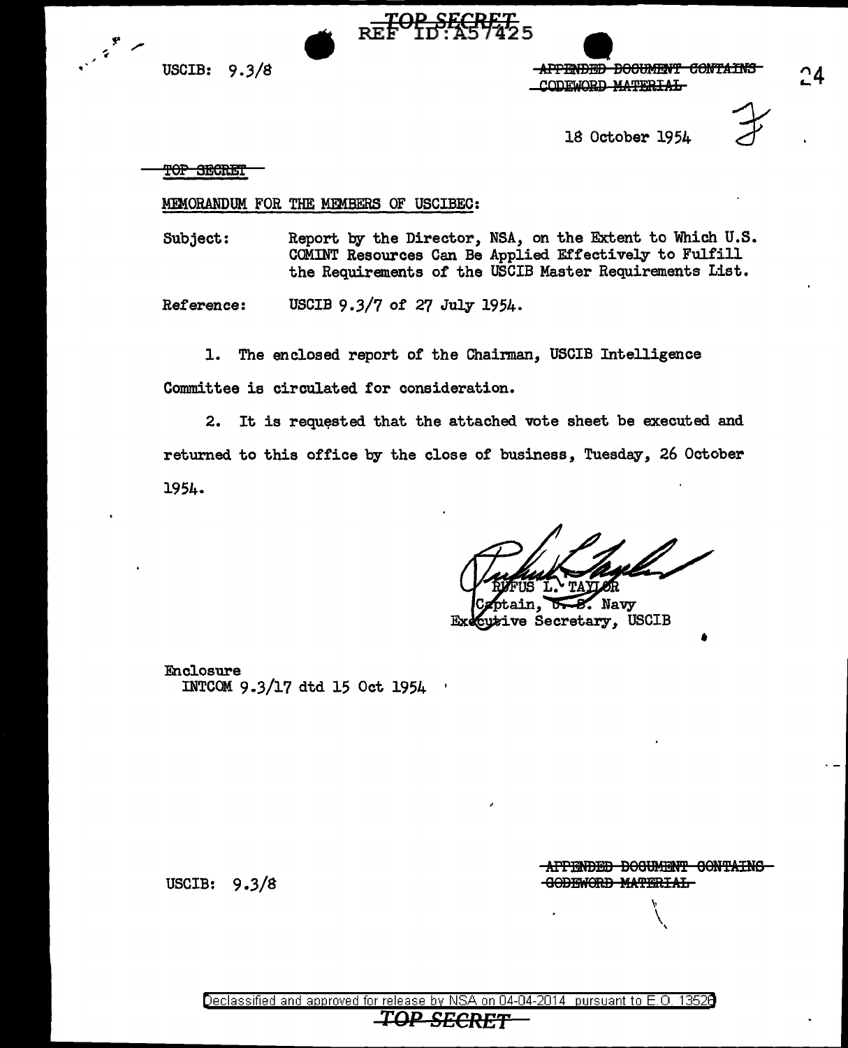TOP SECRET

REF ID:A57425

USCIB: 9.3/8

~~APPENDED DOCUMENT CONTAINS CODEWORD MATERIAL~~

18 October 1954

~~TOP SECRET~~

MEMORANDUM FOR THE MEMBERS OF USCIBEC:

Subject: Report by the Director, NSA, on the Extent to Which U.S. COMINT Resources Can Be Applied Effectively to Fulfill the Requirements of the USCIB Master Requirements List.

Reference: USCIB 9.3/7 of 27 July 1954.

1. The enclosed report of the Chairman, USCIB Intelligence Committee is circulated for consideration.

2. It is requested that the attached vote sheet be executed and returned to this office by the close of business, Tuesday, 26 October 1954.

RUFUS L. TAYLOR
Captain, U. S. Navy
Executive Secretary, USCIB

Enclosure
INTCOM 9.3/17 dtd 15 Oct 1954

USCIB: 9.3/8

~~APPENDED DOCUMENT CONTAINS CODEWORD MATERIAL~~

Declassified and approved for release by NSA on 04-04-2014 pursuant to E.O. 13526

TOP SECRET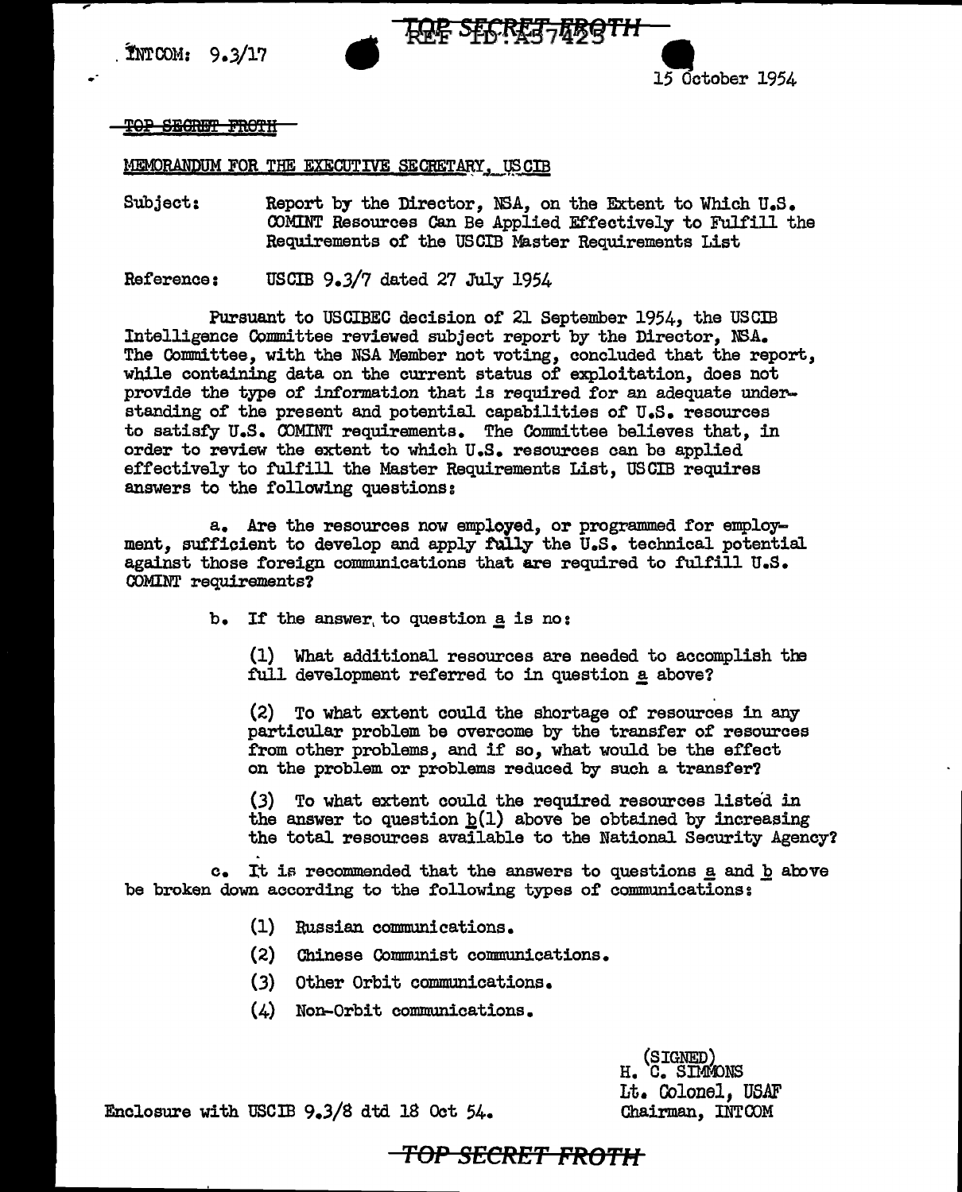INTCOM: 9.3/17

15 October 1954

~~TOP SECRET FROTH~~

MEMORANDUM FOR THE EXECUTIVE SECRETARY, USCIB

Subject: Report by the Director, NSA, on the Extent to Which U.S. COMINT Resources Can Be Applied Effectively to Fulfill the Requirements of the USCIB Master Requirements List

Reference: USCIB 9.3/7 dated 27 July 1954

Pursuant to USCIBEC decision of 21 September 1954, the USCIB Intelligence Committee reviewed subject report by the Director, NSA. The Committee, with the NSA Member not voting, concluded that the report, while containing data on the current status of exploitation, does not provide the type of information that is required for an adequate understanding of the present and potential capabilities of U.S. resources to satisfy U.S. COMINT requirements. The Committee believes that, in order to review the extent to which U.S. resources can be applied effectively to fulfill the Master Requirements List, USCIB requires answers to the following questions:

a. Are the resources now employed, or programmed for employment, sufficient to develop and apply fully the U.S. technical potential against those foreign communications that are required to fulfill U.S. COMINT requirements?

b. If the answer to question a is no:

(1) What additional resources are needed to accomplish the full development referred to in question a above?

(2) To what extent could the shortage of resources in any particular problem be overcome by the transfer of resources from other problems, and if so, what would be the effect on the problem or problems reduced by such a transfer?

(3) To what extent could the required resources listed in the answer to question b(1) above be obtained by increasing the total resources available to the National Security Agency?

c. It is recommended that the answers to questions a and b above be broken down according to the following types of communications:

(1) Russian communications.

(2) Chinese Communist communications.

(3) Other Orbit communications.

(4) Non-Orbit communications.

(SIGNED)
H. C. SIMMONS
Lt. Colonel, USAF
Chairman, INTCOM

Enclosure with USCIB 9.3/8 dtd 18 Oct 54.